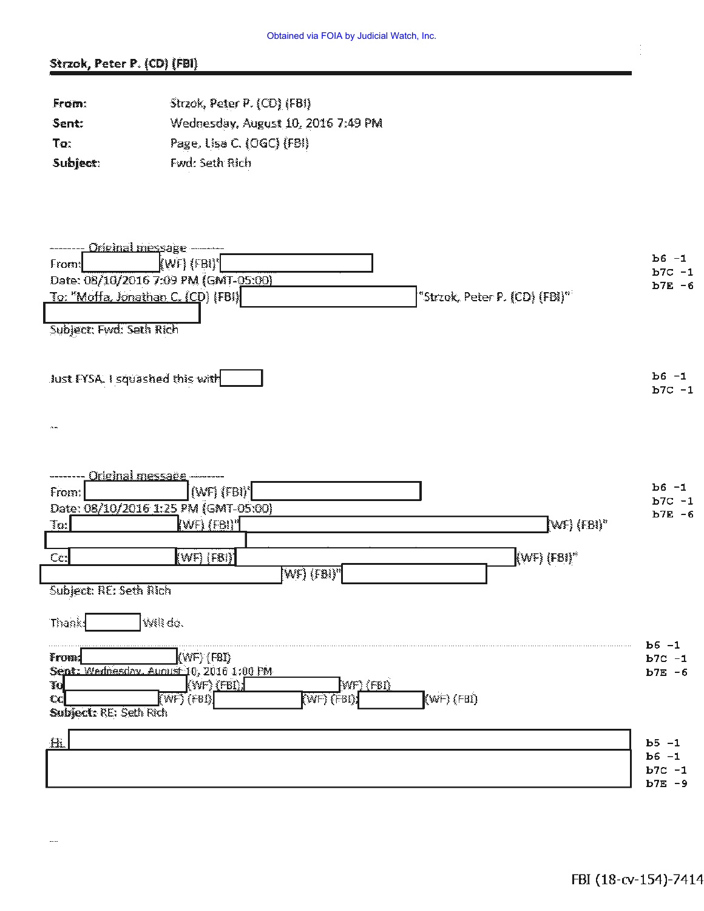Obtained via FOIA by Judicial Watch, Inc.

**Strzok, Peter P. (CD) (FBI)**

| | |
|---|---|
| **From:** | Strzok, Peter P. (CD) (FBI) |
| **Sent:** | Wednesday, August 10, 2016 7:49 PM |
| **To:** | Page, Lisa C. (OGC) (FBI) |
| **Subject:** | Fwd: Seth Rich |

-------- Original message --------
From: [REDACTED] (WF) (FBI) [REDACTED]
Date: 08/10/2016 7:09 PM (GMT-05:00)
To: "Moffa, Jonathan C. (CD) (FBI) [REDACTED] "Strzok, Peter P. (CD) (FBI)" [REDACTED]
Subject: Fwd: Seth Rich

b6 -1
b7C -1
b7E -6

Just FYSA. I squashed this with [REDACTED]

b6 -1
b7C -1

--

-------- Original message --------
From: [REDACTED] (WF) (FBI) [REDACTED]
Date: 08/10/2016 1:25 PM (GMT-05:00)
To: [REDACTED] (WF) (FBI) [REDACTED] (WF) (FBI) [REDACTED]
Cc: [REDACTED] (WF) (FBI) [REDACTED] (WF) (FBI) [REDACTED] (WF) (FBI) [REDACTED]
Subject: RE: Seth Rich

b6 -1
b7C -1
b7E -6

Thanks [REDACTED] Will do.

**From:** [REDACTED] (WF) (FBI)
**Sent:** Wednesday, August 10, 2016 1:00 PM
**To:** [REDACTED] (WF) (FBI); [REDACTED] (WF) (FBI)
**Cc:** [REDACTED] (WF) (FBI); [REDACTED] (WF) (FBI); [REDACTED] (WF) (FBI)
**Subject:** RE: Seth Rich

b6 -1
b7C -1
b7E -6

Hi [REDACTED]

[REDACTED]

b5 -1
b6 -1
b7C -1
b7E -9

--

FBI (18-cv-154)-7414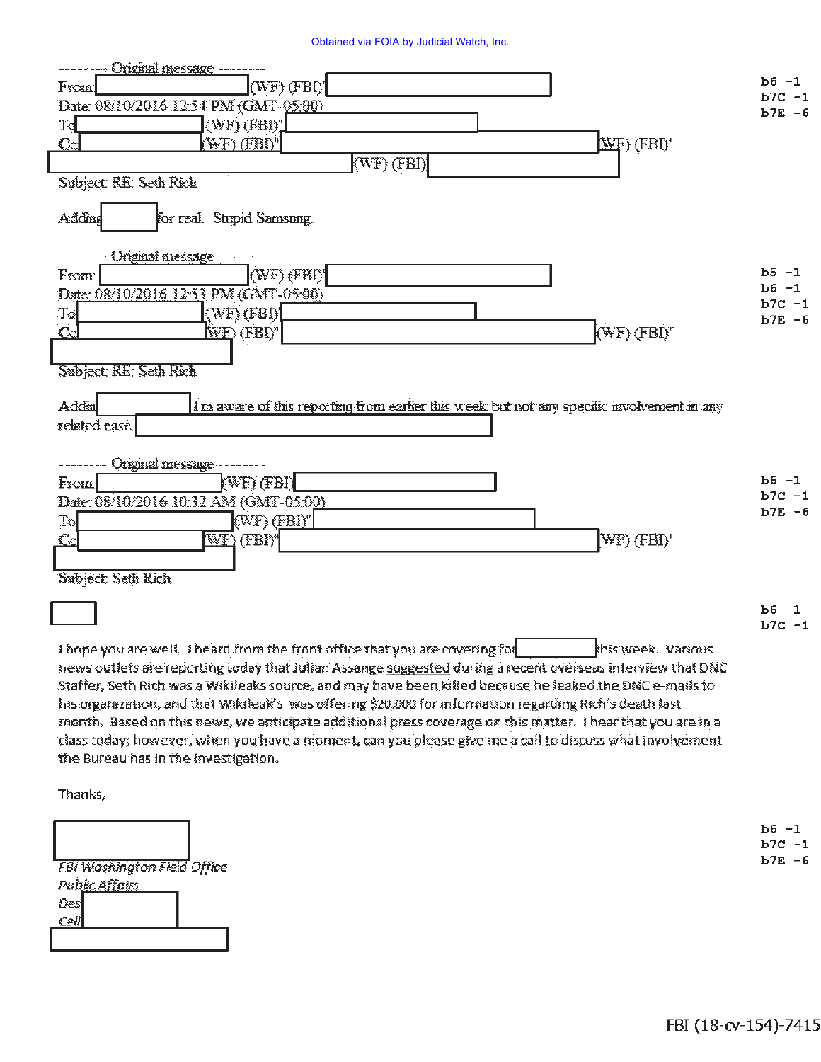-------- Original message --------

From: (WF) (FBI)"

Date: 08/10/2016 12:54 PM (GMT-05:00)

To: (WF) (FBI)"

Cc: (WF) (FBI)" (WF) (FBI)"

(WF) (FBI)

Subject: RE: Seth Rich

b6 -1
b7C -1
b7E -6

Adding for real. Stupid Samsung.

-------- Original message --------

From: (WF) (FBI)"

Date: 08/10/2016 12:53 PM (GMT-05:00)

To: (WF) (FBI)"

Cc: (WF) (FBI)" (WF) (FBI)"

Subject: RE: Seth Rich

b5 -1
b6 -1
b7C -1
b7E -6

Adding I'm aware of this reporting from earlier this week but not any specific involvement in any related case.

-------- Original message --------

From: (WF) (FBI)

Date: 08/10/2016 10:32 AM (GMT-05:00)

To: (WF) (FBI)"

Cc: (WF) (FBI)" (WF) (FBI)"

Subject: Seth Rich

b6 -1
b7C -1
b7E -6

b6 -1
b7C -1

I hope you are well. I heard from the front office that you are covering for this week. Various news outlets are reporting today that Julian Assange suggested during a recent overseas interview that DNC Staffer, Seth Rich was a Wikileaks source, and may have been killed because he leaked the DNC e-mails to his organization, and that Wikileak's was offering $20,000 for information regarding Rich's death last month. Based on this news, we anticipate additional press coverage on this matter. I hear that you are in a class today; however, when you have a moment, can you please give me a call to discuss what involvement the Bureau has in the investigation.

Thanks,

*FBI Washington Field Office*
*Public Affairs*
*Des*
*Cell*

b6 -1
b7C -1
b7E -6

FBI (18-cv-154)-7415